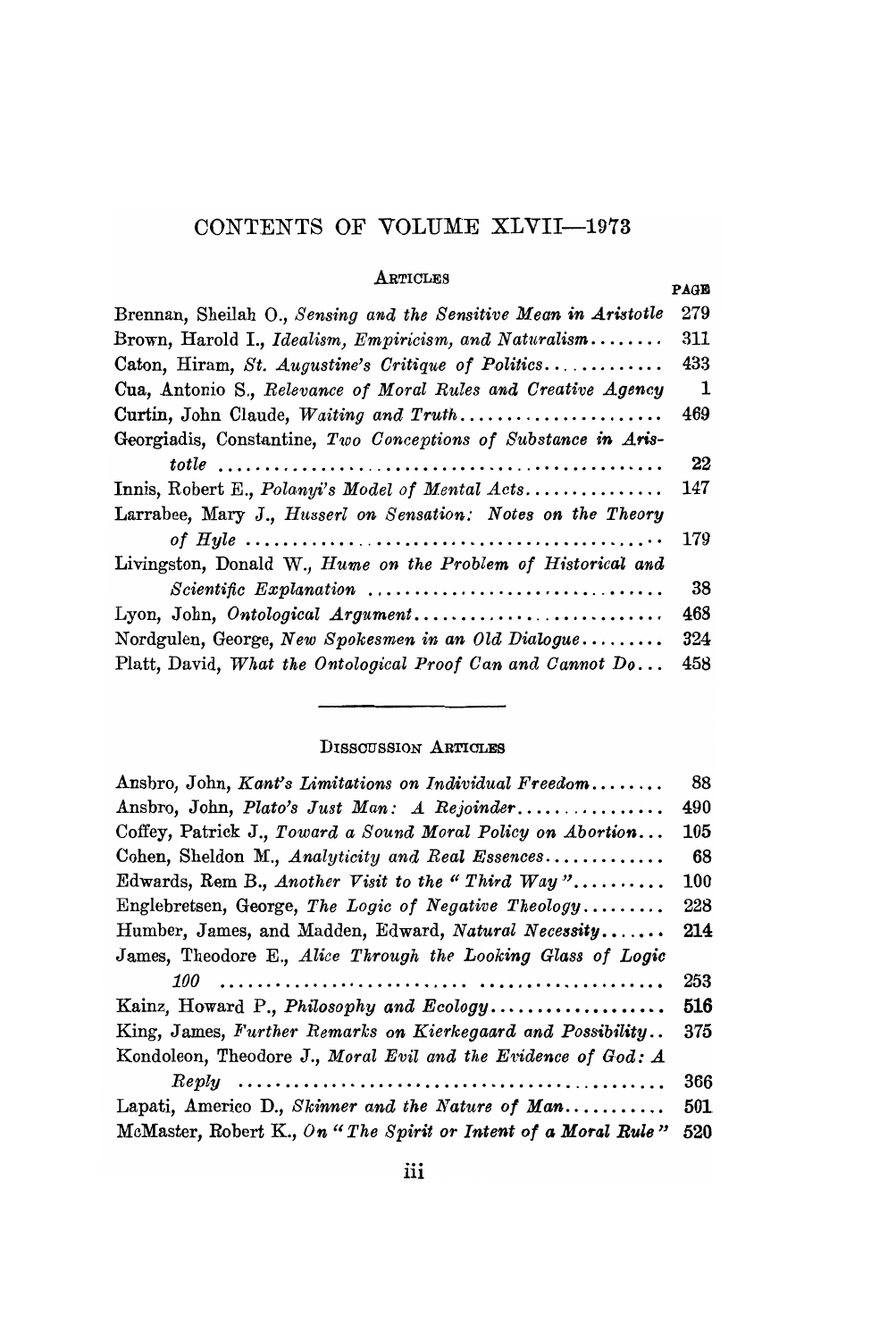# CONTENTS OF VOLUME XLVII—1973

## ARTICLES

| | PAGE |
|---|---|
| Brennan, Sheilah O., *Sensing and the Sensitive Mean in Aristotle* | 279 |
| Brown, Harold I., *Idealism, Empiricism, and Naturalism* | 311 |
| Caton, Hiram, *St. Augustine's Critique of Politics* | 433 |
| Cua, Antonio S., *Relevance of Moral Rules and Creative Agency* | 1 |
| Curtin, John Claude, *Waiting and Truth* | 469 |
| Georgiadis, Constantine, *Two Conceptions of Substance in Aristotle* | 22 |
| Innis, Robert E., *Polanyi's Model of Mental Acts* | 147 |
| Larrabee, Mary J., *Husserl on Sensation: Notes on the Theory of Hyle* | 179 |
| Livingston, Donald W., *Hume on the Problem of Historical and Scientific Explanation* | 38 |
| Lyon, John, *Ontological Argument* | 468 |
| Nordgulen, George, *New Spokesmen in an Old Dialogue* | 324 |
| Platt, David, *What the Ontological Proof Can and Cannot Do* | 458 |

## DISSCUSSION ARTICLES

| | |
|---|---|
| Ansbro, John, *Kant's Limitations on Individual Freedom* | 88 |
| Ansbro, John, *Plato's Just Man: A Rejoinder* | 490 |
| Coffey, Patrick J., *Toward a Sound Moral Policy on Abortion* | 105 |
| Cohen, Sheldon M., *Analyticity and Real Essences* | 68 |
| Edwards, Rem B., *Another Visit to the "Third Way"* | 100 |
| Englebretsen, George, *The Logic of Negative Theology* | 228 |
| Humber, James, and Madden, Edward, *Natural Necessity* | 214 |
| James, Theodore E., *Alice Through the Looking Glass of Logic 100* | 253 |
| Kainz, Howard P., *Philosophy and Ecology* | 516 |
| King, James, *Further Remarks on Kierkegaard and Possibility* | 375 |
| Kondoleon, Theodore J., *Moral Evil and the Evidence of God: A Reply* | 366 |
| Lapati, Americo D., *Skinner and the Nature of Man* | 501 |
| McMaster, Robert K., *On "The Spirit or Intent of a Moral Rule"* | 520 |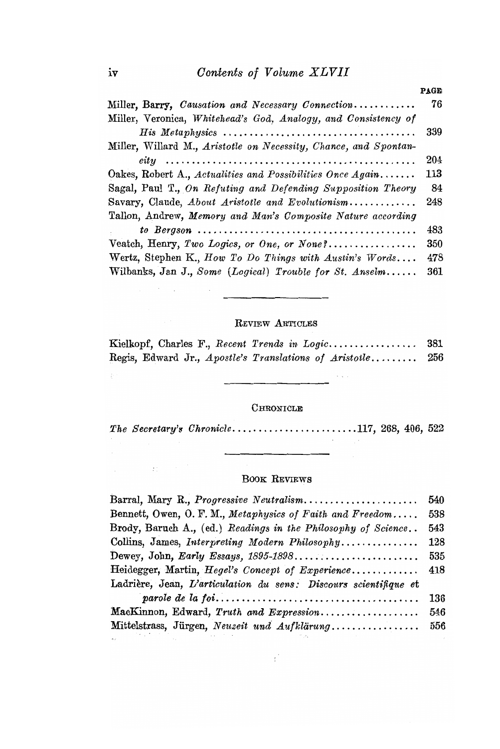PAGE

Miller, Barry, *Causation and Necessary Connection*............ 76

Miller, Veronica, *Whitehead's God, Analogy, and Consistency of His Metaphysics* .................................... 339

Miller, Willard M., *Aristotle on Necessity, Chance, and Spontaneity* ............................................... 204

Oakes, Robert A., *Actualities and Possibilities Once Again*....... 113

Sagal, Paul T., *On Refuting and Defending Supposition Theory* 84

Savary, Claude, *About Aristotle and Evolutionism*............. 248

Tallon, Andrew, *Memory and Man's Composite Nature according to Bergson* ......................................... 483

Veatch, Henry, *Two Logics, or One, or None?*................. 350

Wertz, Stephen K., *How To Do Things with Austin's Words*.... 478

Wilbanks, Jan J., *Some (Logical) Trouble for St. Anselm*...... 361

## Review Articles

Kielkopf, Charles F., *Recent Trends in Logic*................. 381

Regis, Edward Jr., *Apostle's Translations of Aristotle*......... 256

## Chronicle

*The Secretary's Chronicle*........................117, 268, 406, 522

## Book Reviews

Barral, Mary R., *Progressive Neutralism*...................... 540

Bennett, Owen, O. F. M., *Metaphysics of Faith and Freedom*..... 538

Brody, Baruch A., (ed.) *Readings in the Philosophy of Science*.. 543

Collins, James, *Interpreting Modern Philosophy*.............. 128

Dewey, John, *Early Essays, 1895-1898*........................ 535

Heidegger, Martin, *Hegel's Concept of Experience*............ 418

Ladrière, Jean, *L'articulation du sens: Discours scientifique et parole de la foi*...................................... 136

MacKinnon, Edward, *Truth and Expression*.................... 546

Mittelstrass, Jürgen, *Neuzeit und Aufklärung*................. 556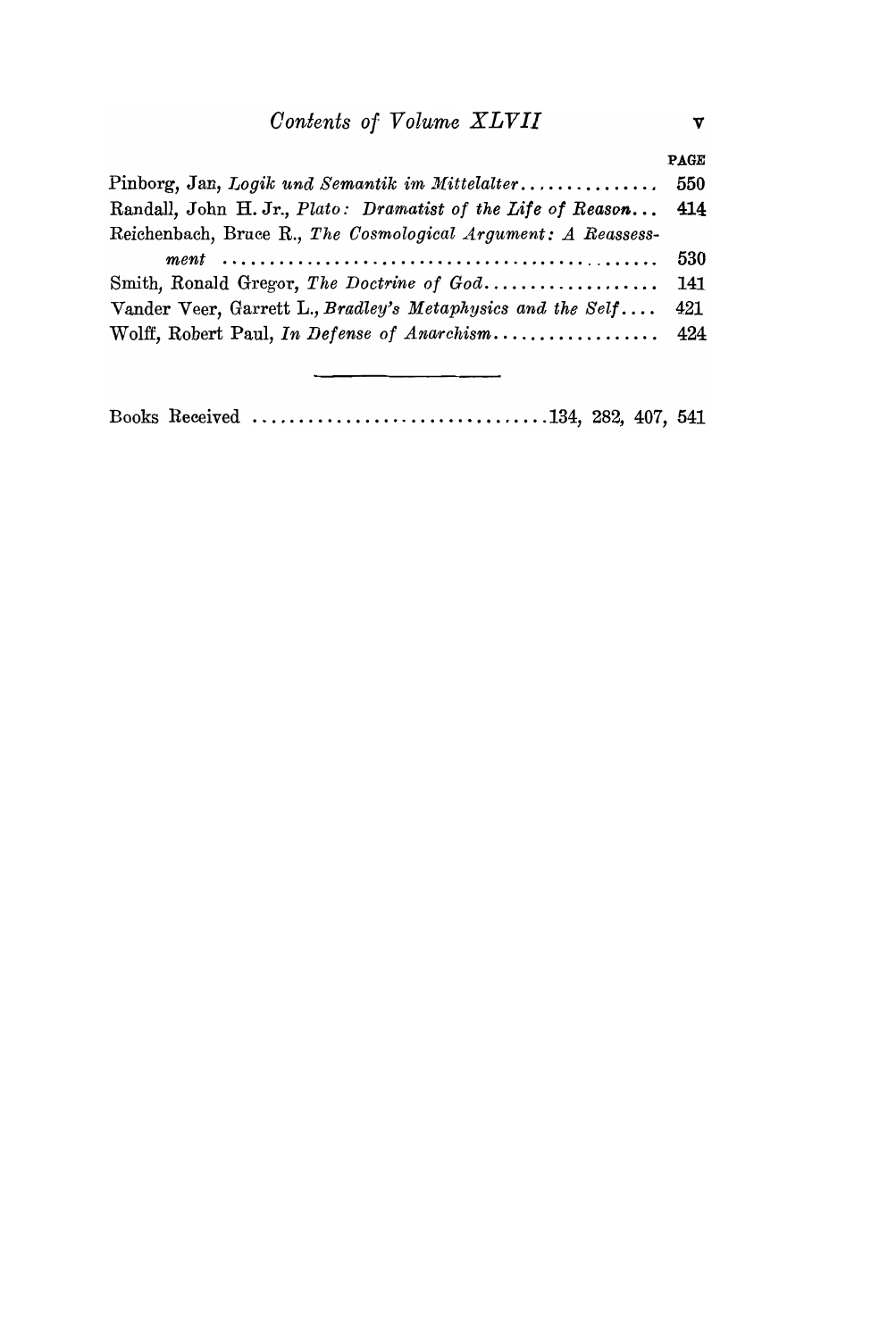PAGE

Pinborg, Jan, *Logik und Semantik im Mittelalter*............... 550

Randall, John H. Jr., *Plato: Dramatist of the Life of Reason*... 414

Reichenbach, Bruce R., *The Cosmological Argument: A Reassessment* ............................................ 530

Smith, Ronald Gregor, *The Doctrine of God*.................. 141

Vander Veer, Garrett L., *Bradley's Metaphysics and the Self*.... 421

Wolff, Robert Paul, *In Defense of Anarchism*.................. 424

---

Books Received ...............................134, 282, 407, 541